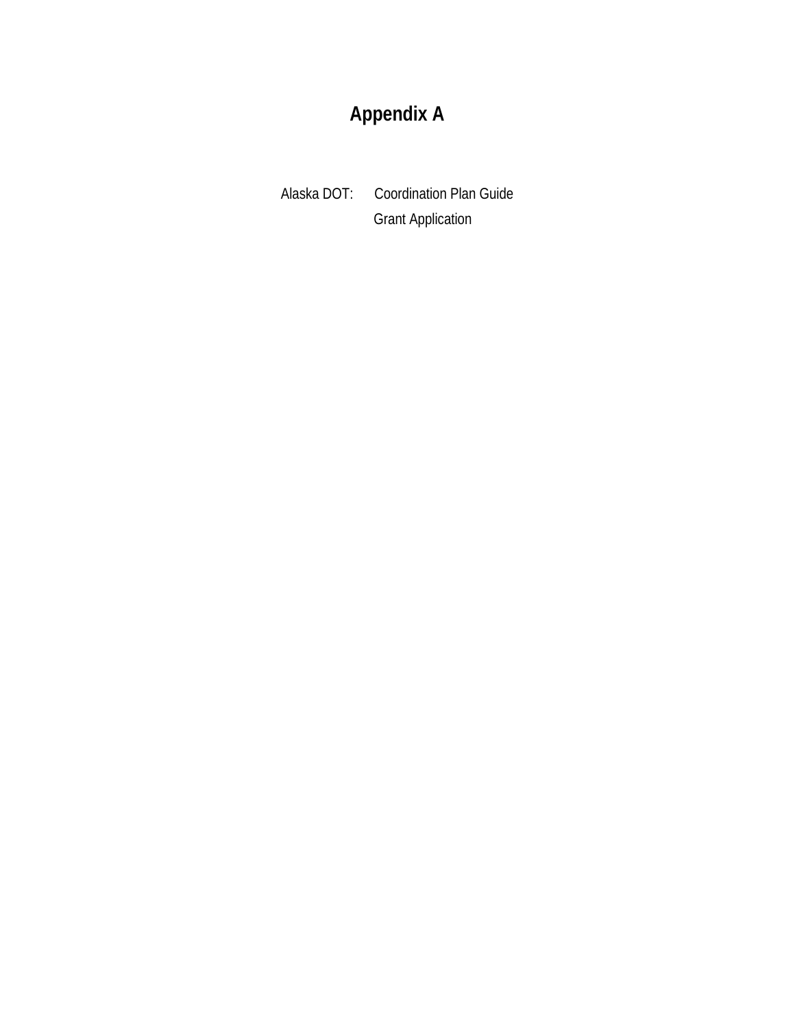# Appendix A

Alaska DOT: Coordination Plan Guide
Grant Application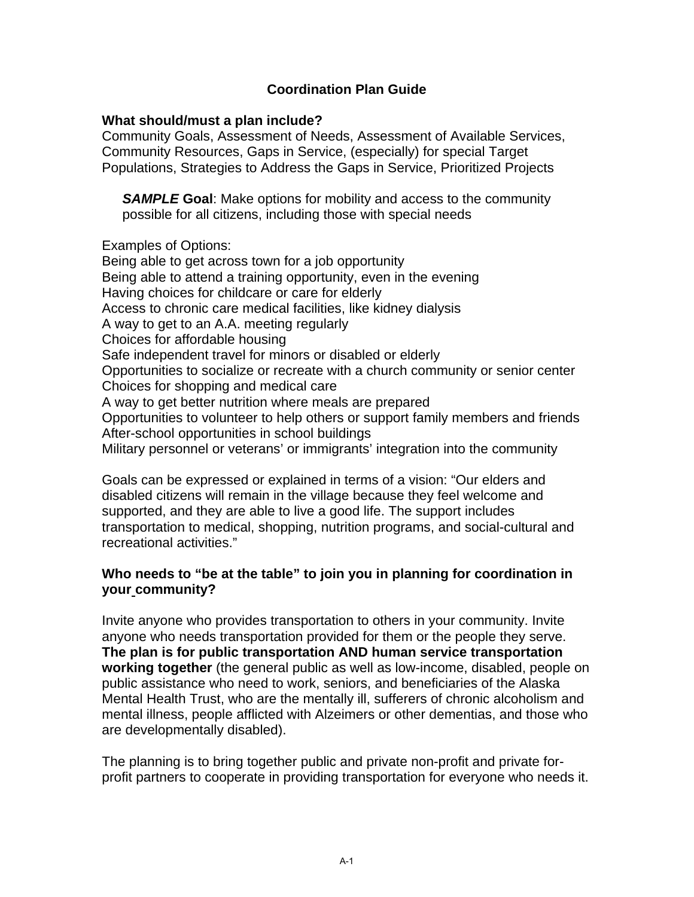# Coordination Plan Guide

**What should/must a plan include?**
Community Goals, Assessment of Needs, Assessment of Available Services, Community Resources, Gaps in Service, (especially) for special Target Populations, Strategies to Address the Gaps in Service, Prioritized Projects

> ***SAMPLE*** **Goal**: Make options for mobility and access to the community possible for all citizens, including those with special needs

Examples of Options:
Being able to get across town for a job opportunity
Being able to attend a training opportunity, even in the evening
Having choices for childcare or care for elderly
Access to chronic care medical facilities, like kidney dialysis
A way to get to an A.A. meeting regularly
Choices for affordable housing
Safe independent travel for minors or disabled or elderly
Opportunities to socialize or recreate with a church community or senior center
Choices for shopping and medical care
A way to get better nutrition where meals are prepared
Opportunities to volunteer to help others or support family members and friends
After-school opportunities in school buildings
Military personnel or veterans' or immigrants' integration into the community

Goals can be expressed or explained in terms of a vision: "Our elders and disabled citizens will remain in the village because they feel welcome and supported, and they are able to live a good life. The support includes transportation to medical, shopping, nutrition programs, and social-cultural and recreational activities."

**Who needs to "be at the table" to join you in planning for coordination in your community?**

Invite anyone who provides transportation to others in your community. Invite anyone who needs transportation provided for them or the people they serve. **The plan is for public transportation AND human service transportation working together** (the general public as well as low-income, disabled, people on public assistance who need to work, seniors, and beneficiaries of the Alaska Mental Health Trust, who are the mentally ill, sufferers of chronic alcoholism and mental illness, people afflicted with Alzeimers or other dementias, and those who are developmentally disabled).

The planning is to bring together public and private non-profit and private for-profit partners to cooperate in providing transportation for everyone who needs it.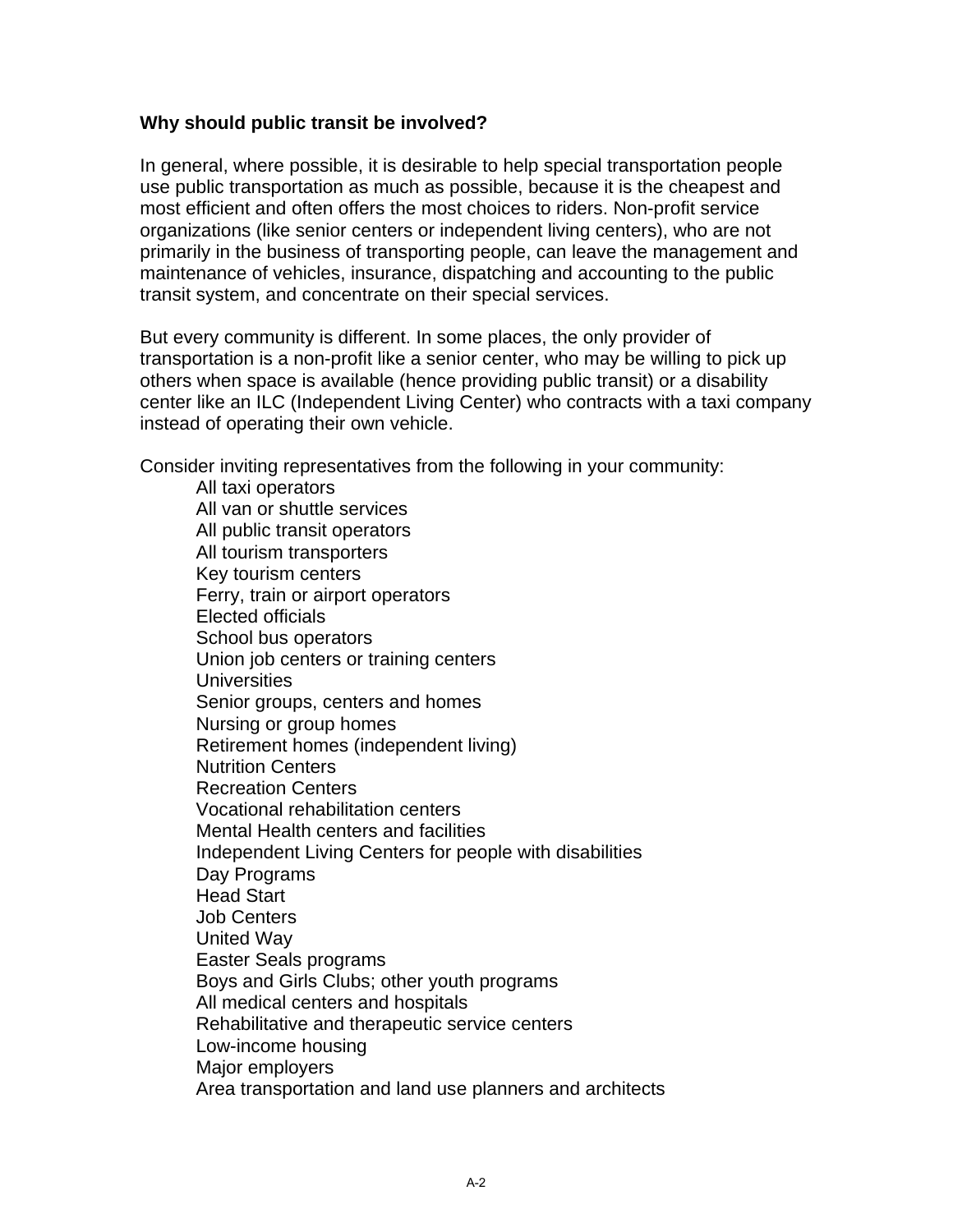**Why should public transit be involved?**

In general, where possible, it is desirable to help special transportation people use public transportation as much as possible, because it is the cheapest and most efficient and often offers the most choices to riders. Non-profit service organizations (like senior centers or independent living centers), who are not primarily in the business of transporting people, can leave the management and maintenance of vehicles, insurance, dispatching and accounting to the public transit system, and concentrate on their special services.

But every community is different. In some places, the only provider of transportation is a non-profit like a senior center, who may be willing to pick up others when space is available (hence providing public transit) or a disability center like an ILC (Independent Living Center) who contracts with a taxi company instead of operating their own vehicle.

Consider inviting representatives from the following in your community:

- All taxi operators
- All van or shuttle services
- All public transit operators
- All tourism transporters
- Key tourism centers
- Ferry, train or airport operators
- Elected officials
- School bus operators
- Union job centers or training centers
- Universities
- Senior groups, centers and homes
- Nursing or group homes
- Retirement homes (independent living)
- Nutrition Centers
- Recreation Centers
- Vocational rehabilitation centers
- Mental Health centers and facilities
- Independent Living Centers for people with disabilities
- Day Programs
- Head Start
- Job Centers
- United Way
- Easter Seals programs
- Boys and Girls Clubs; other youth programs
- All medical centers and hospitals
- Rehabilitative and therapeutic service centers
- Low-income housing
- Major employers
- Area transportation and land use planners and architects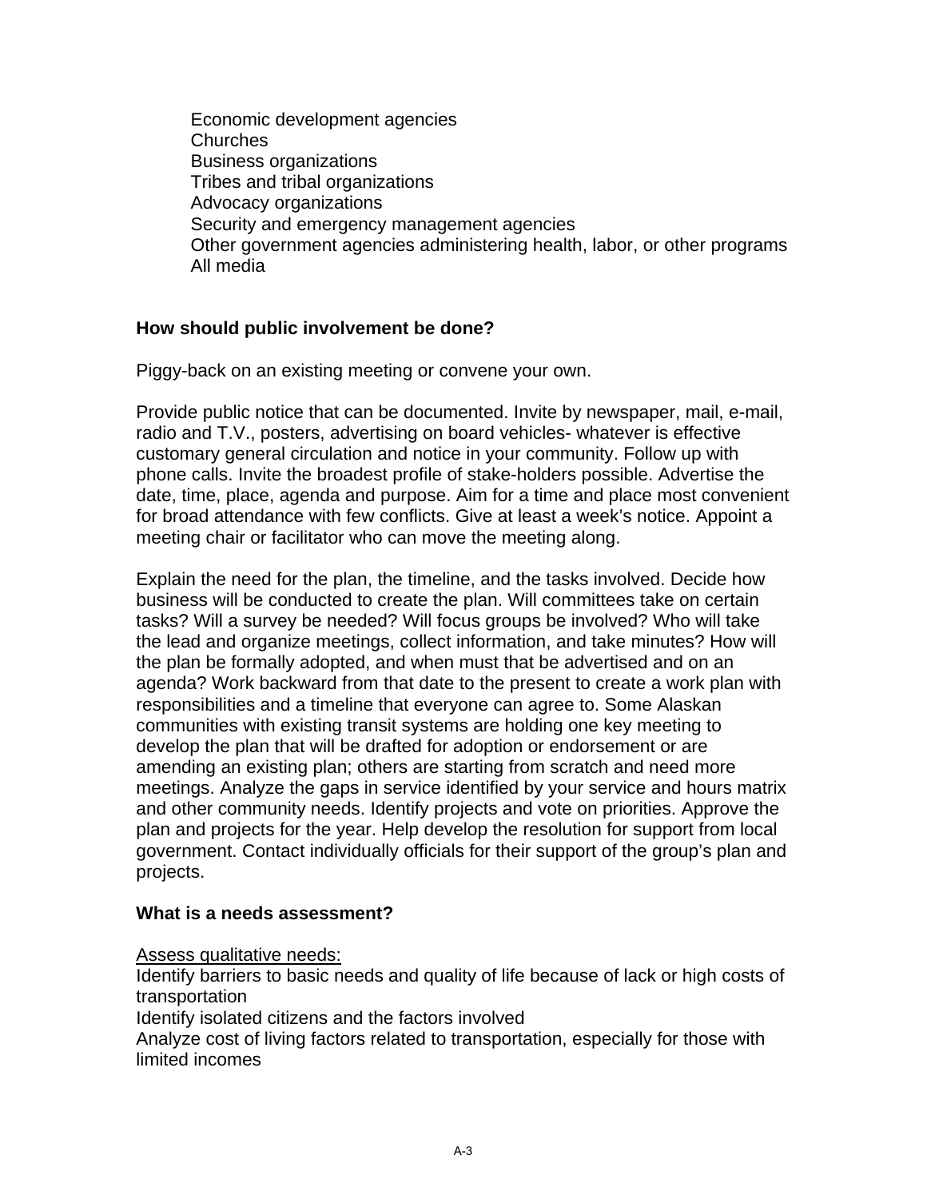- Economic development agencies
- Churches
- Business organizations
- Tribes and tribal organizations
- Advocacy organizations
- Security and emergency management agencies
- Other government agencies administering health, labor, or other programs
- All media

**How should public involvement be done?**

Piggy-back on an existing meeting or convene your own.

Provide public notice that can be documented. Invite by newspaper, mail, e-mail, radio and T.V., posters, advertising on board vehicles- whatever is effective customary general circulation and notice in your community. Follow up with phone calls. Invite the broadest profile of stake-holders possible. Advertise the date, time, place, agenda and purpose. Aim for a time and place most convenient for broad attendance with few conflicts. Give at least a week's notice. Appoint a meeting chair or facilitator who can move the meeting along.

Explain the need for the plan, the timeline, and the tasks involved. Decide how business will be conducted to create the plan. Will committees take on certain tasks? Will a survey be needed? Will focus groups be involved? Who will take the lead and organize meetings, collect information, and take minutes? How will the plan be formally adopted, and when must that be advertised and on an agenda? Work backward from that date to the present to create a work plan with responsibilities and a timeline that everyone can agree to. Some Alaskan communities with existing transit systems are holding one key meeting to develop the plan that will be drafted for adoption or endorsement or are amending an existing plan; others are starting from scratch and need more meetings. Analyze the gaps in service identified by your service and hours matrix and other community needs. Identify projects and vote on priorities. Approve the plan and projects for the year. Help develop the resolution for support from local government. Contact individually officials for their support of the group's plan and projects.

**What is a needs assessment?**

<u>Assess qualitative needs:</u>

Identify barriers to basic needs and quality of life because of lack or high costs of transportation

Identify isolated citizens and the factors involved

Analyze cost of living factors related to transportation, especially for those with limited incomes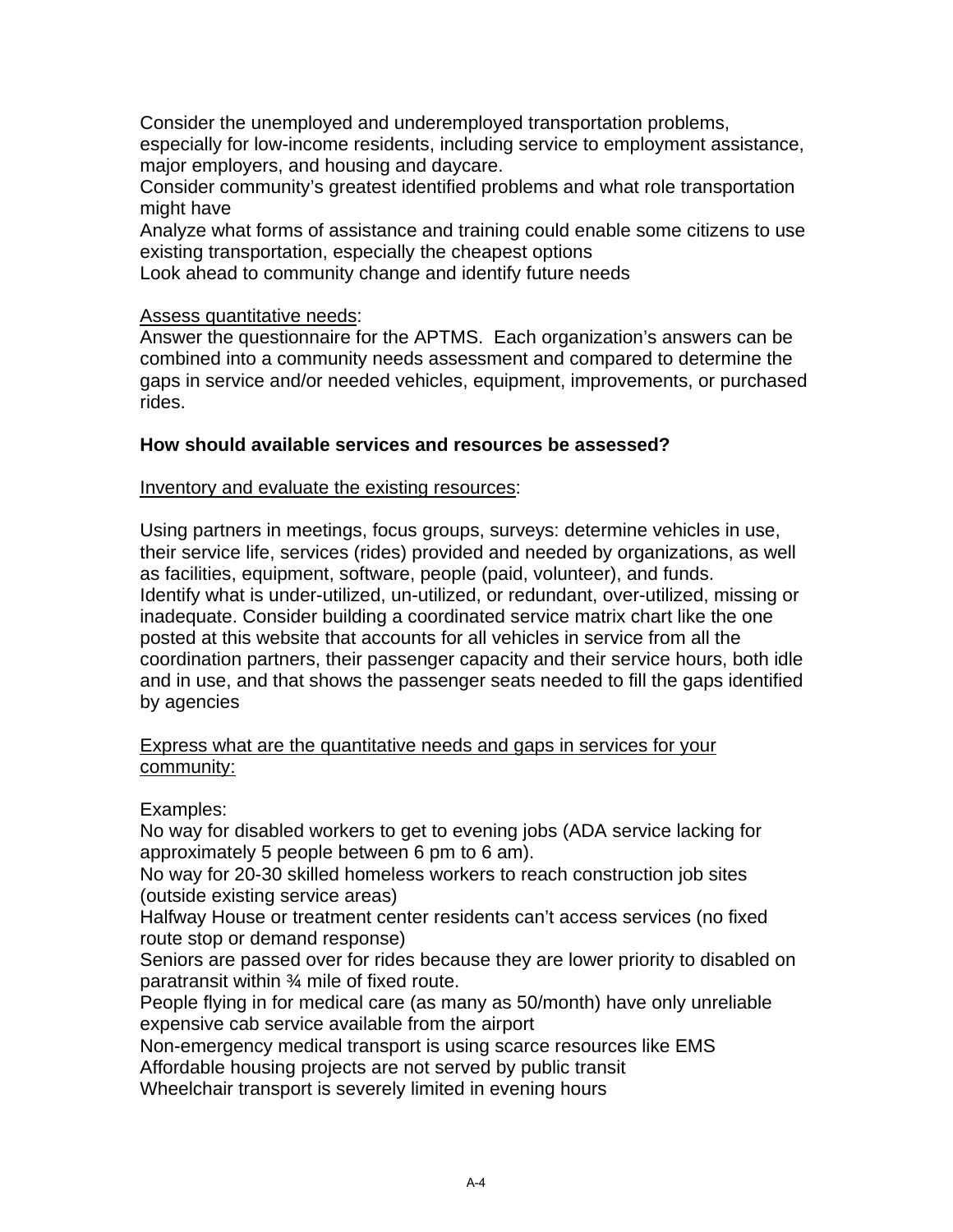Consider the unemployed and underemployed transportation problems, especially for low-income residents, including service to employment assistance, major employers, and housing and daycare.
Consider community's greatest identified problems and what role transportation might have
Analyze what forms of assistance and training could enable some citizens to use existing transportation, especially the cheapest options
Look ahead to community change and identify future needs

<u>Assess quantitative needs</u>:
Answer the questionnaire for the APTMS. Each organization's answers can be combined into a community needs assessment and compared to determine the gaps in service and/or needed vehicles, equipment, improvements, or purchased rides.

**How should available services and resources be assessed?**

<u>Inventory and evaluate the existing resources</u>:

Using partners in meetings, focus groups, surveys: determine vehicles in use, their service life, services (rides) provided and needed by organizations, as well as facilities, equipment, software, people (paid, volunteer), and funds.
Identify what is under-utilized, un-utilized, or redundant, over-utilized, missing or inadequate. Consider building a coordinated service matrix chart like the one posted at this website that accounts for all vehicles in service from all the coordination partners, their passenger capacity and their service hours, both idle and in use, and that shows the passenger seats needed to fill the gaps identified by agencies

<u>Express what are the quantitative needs and gaps in services for your community:</u>

Examples:
No way for disabled workers to get to evening jobs (ADA service lacking for approximately 5 people between 6 pm to 6 am).
No way for 20-30 skilled homeless workers to reach construction job sites (outside existing service areas)
Halfway House or treatment center residents can't access services (no fixed route stop or demand response)
Seniors are passed over for rides because they are lower priority to disabled on paratransit within ¾ mile of fixed route.
People flying in for medical care (as many as 50/month) have only unreliable expensive cab service available from the airport
Non-emergency medical transport is using scarce resources like EMS
Affordable housing projects are not served by public transit
Wheelchair transport is severely limited in evening hours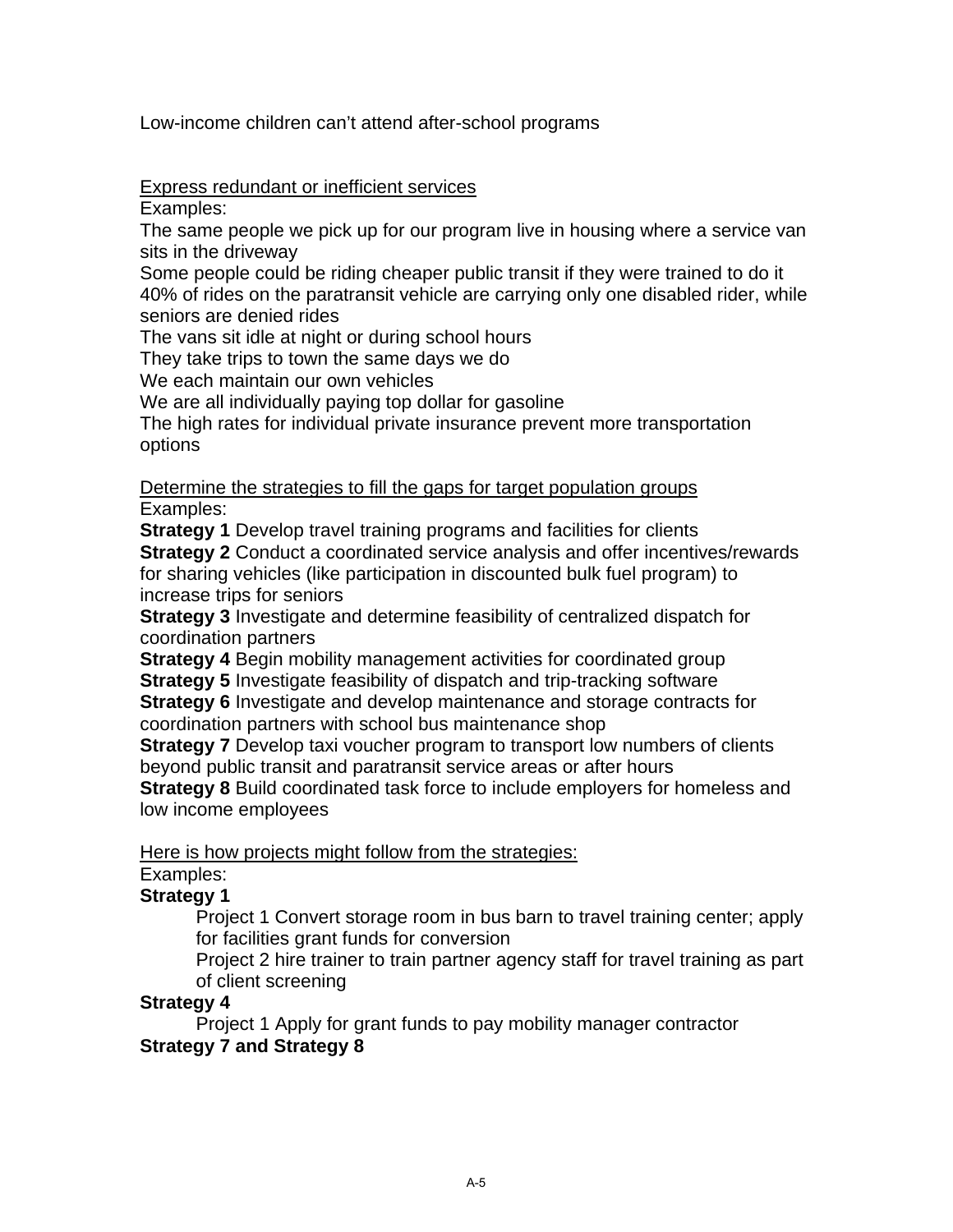Low-income children can't attend after-school programs

<u>Express redundant or inefficient services</u>

Examples:

The same people we pick up for our program live in housing where a service van sits in the driveway

Some people could be riding cheaper public transit if they were trained to do it

40% of rides on the paratransit vehicle are carrying only one disabled rider, while seniors are denied rides

The vans sit idle at night or during school hours

They take trips to town the same days we do

We each maintain our own vehicles

We are all individually paying top dollar for gasoline

The high rates for individual private insurance prevent more transportation options

<u>Determine the strategies to fill the gaps for target population groups</u>

Examples:

**Strategy 1** Develop travel training programs and facilities for clients

**Strategy 2** Conduct a coordinated service analysis and offer incentives/rewards for sharing vehicles (like participation in discounted bulk fuel program) to increase trips for seniors

**Strategy 3** Investigate and determine feasibility of centralized dispatch for coordination partners

**Strategy 4** Begin mobility management activities for coordinated group

**Strategy 5** Investigate feasibility of dispatch and trip-tracking software

**Strategy 6** Investigate and develop maintenance and storage contracts for coordination partners with school bus maintenance shop

**Strategy 7** Develop taxi voucher program to transport low numbers of clients beyond public transit and paratransit service areas or after hours

**Strategy 8** Build coordinated task force to include employers for homeless and low income employees

<u>Here is how projects might follow from the strategies:</u>

Examples:

**Strategy 1**

Project 1 Convert storage room in bus barn to travel training center; apply for facilities grant funds for conversion

Project 2 hire trainer to train partner agency staff for travel training as part of client screening

**Strategy 4**

Project 1 Apply for grant funds to pay mobility manager contractor

**Strategy 7 and Strategy 8**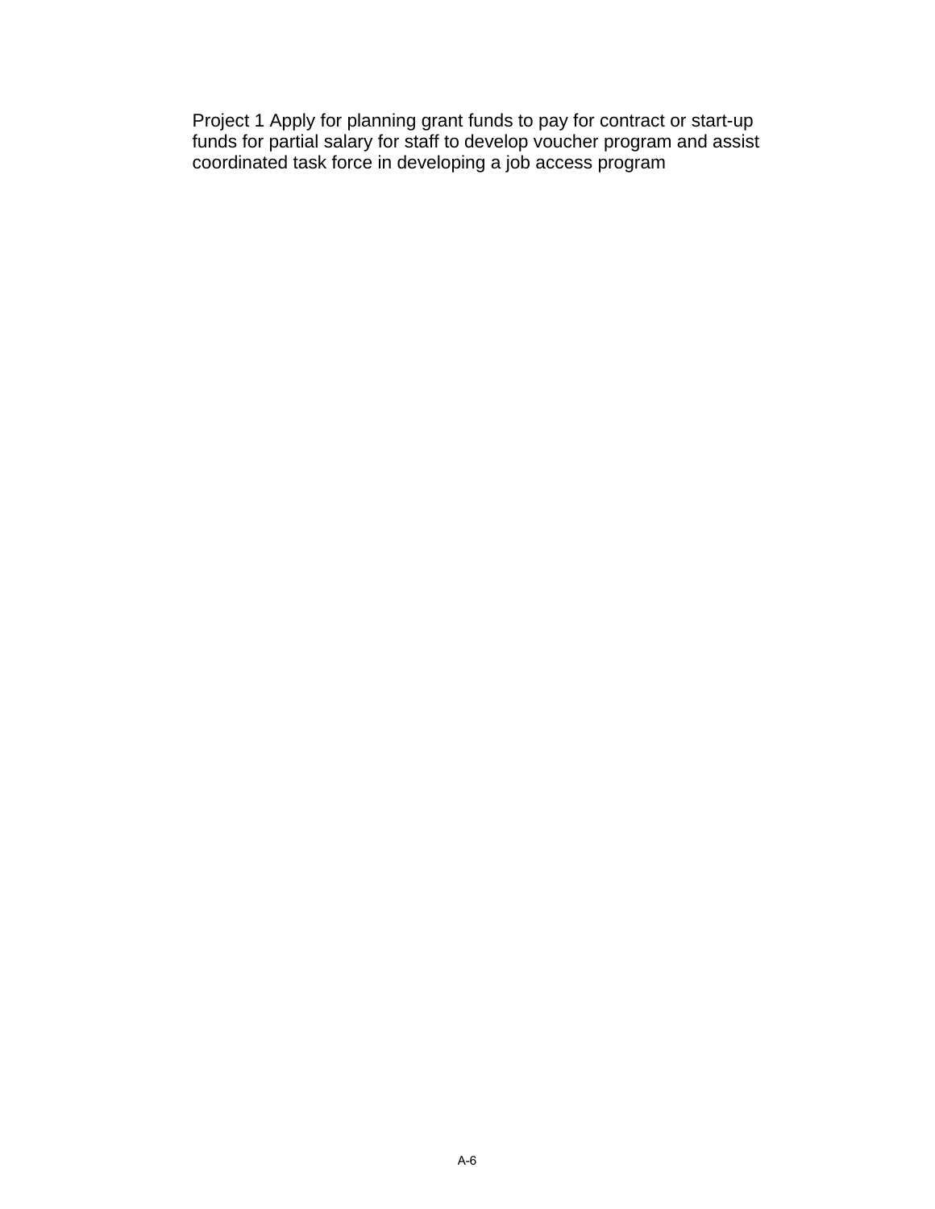Project 1 Apply for planning grant funds to pay for contract or start-up funds for partial salary for staff to develop voucher program and assist coordinated task force in developing a job access program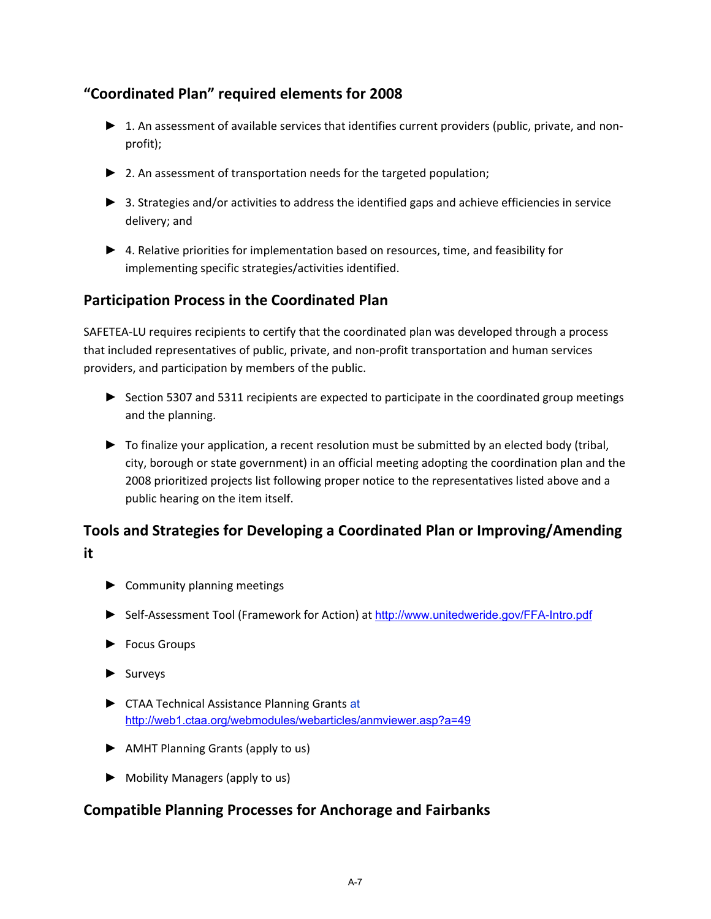## "Coordinated Plan" required elements for 2008

- 1. An assessment of available services that identifies current providers (public, private, and non-profit);
- 2. An assessment of transportation needs for the targeted population;
- 3. Strategies and/or activities to address the identified gaps and achieve efficiencies in service delivery; and
- 4. Relative priorities for implementation based on resources, time, and feasibility for implementing specific strategies/activities identified.

## Participation Process in the Coordinated Plan

SAFETEA-LU requires recipients to certify that the coordinated plan was developed through a process that included representatives of public, private, and non-profit transportation and human services providers, and participation by members of the public.

- Section 5307 and 5311 recipients are expected to participate in the coordinated group meetings and the planning.
- To finalize your application, a recent resolution must be submitted by an elected body (tribal, city, borough or state government) in an official meeting adopting the coordination plan and the 2008 prioritized projects list following proper notice to the representatives listed above and a public hearing on the item itself.

## Tools and Strategies for Developing a Coordinated Plan or Improving/Amending it

- Community planning meetings
- Self-Assessment Tool (Framework for Action) at http://www.unitedweride.gov/FFA-Intro.pdf
- Focus Groups
- Surveys
- CTAA Technical Assistance Planning Grants at http://web1.ctaa.org/webmodules/webarticles/anmviewer.asp?a=49
- AMHT Planning Grants (apply to us)
- Mobility Managers (apply to us)

## Compatible Planning Processes for Anchorage and Fairbanks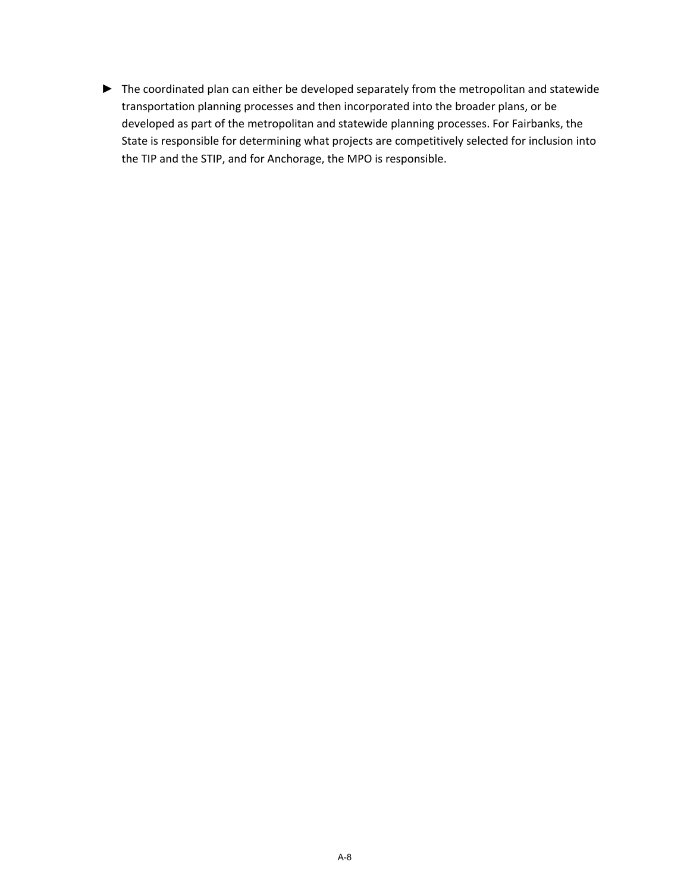- The coordinated plan can either be developed separately from the metropolitan and statewide transportation planning processes and then incorporated into the broader plans, or be developed as part of the metropolitan and statewide planning processes. For Fairbanks, the State is responsible for determining what projects are competitively selected for inclusion into the TIP and the STIP, and for Anchorage, the MPO is responsible.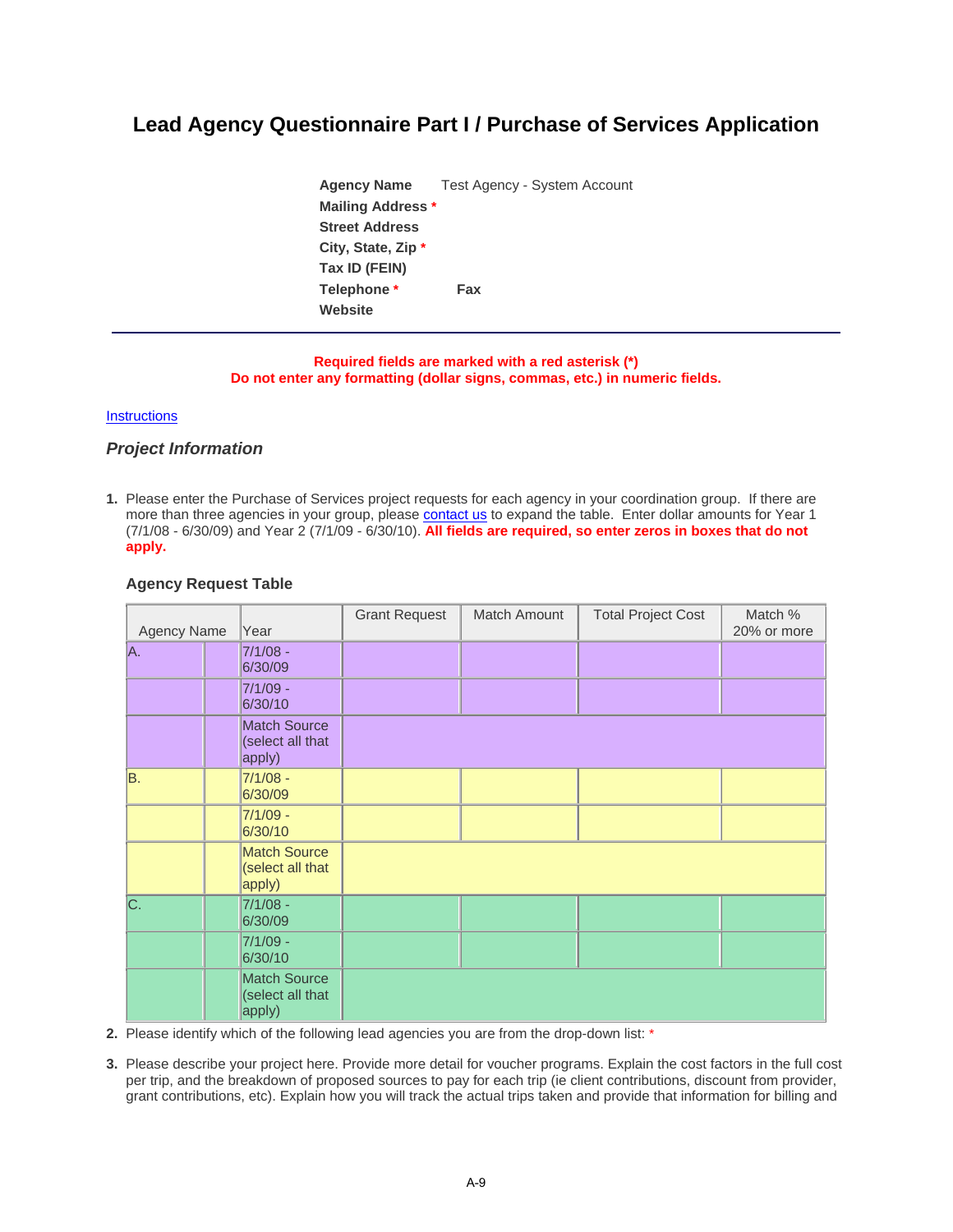# Lead Agency Questionnaire Part I / Purchase of Services Application

**Agency Name** Test Agency - System Account
**Mailing Address** *
**Street Address**
**City, State, Zip** *
**Tax ID (FEIN)**
**Telephone** * **Fax**
**Website**

---

**Required fields are marked with a red asterisk (*)**
**Do not enter any formatting (dollar signs, commas, etc.) in numeric fields.**

Instructions

## *Project Information*

1. Please enter the Purchase of Services project requests for each agency in your coordination group. If there are more than three agencies in your group, please contact us to expand the table. Enter dollar amounts for Year 1 (7/1/08 - 6/30/09) and Year 2 (7/1/09 - 6/30/10). **All fields are required, so enter zeros in boxes that do not apply.**

### Agency Request Table

| Agency Name | | Year | Grant Request | Match Amount | Total Project Cost | Match % 20% or more |
|---|---|---|---|---|---|---|
| A. | | 7/1/08 - 6/30/09 | | | | |
| | | 7/1/09 - 6/30/10 | | | | |
| | | Match Source (select all that apply) | | | | |
| B. | | 7/1/08 - 6/30/09 | | | | |
| | | 7/1/09 - 6/30/10 | | | | |
| | | Match Source (select all that apply) | | | | |
| C. | | 7/1/08 - 6/30/09 | | | | |
| | | 7/1/09 - 6/30/10 | | | | |
| | | Match Source (select all that apply) | | | | |

2. Please identify which of the following lead agencies you are from the drop-down list: *

3. Please describe your project here. Provide more detail for voucher programs. Explain the cost factors in the full cost per trip, and the breakdown of proposed sources to pay for each trip (ie client contributions, discount from provider, grant contributions, etc). Explain how you will track the actual trips taken and provide that information for billing and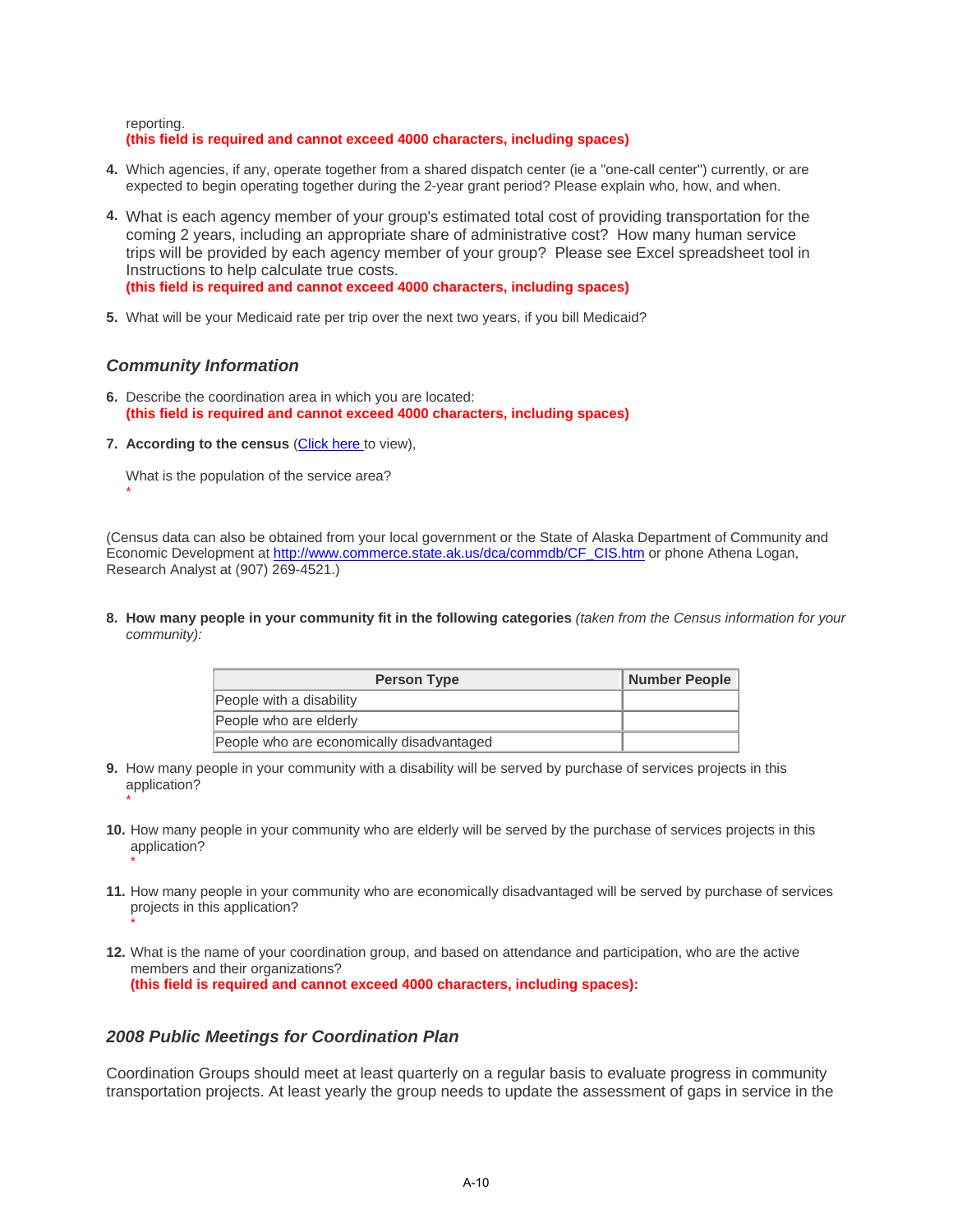reporting.
**(this field is required and cannot exceed 4000 characters, including spaces)**

4. Which agencies, if any, operate together from a shared dispatch center (ie a "one-call center") currently, or are expected to begin operating together during the 2-year grant period? Please explain who, how, and when.

4. What is each agency member of your group's estimated total cost of providing transportation for the coming 2 years, including an appropriate share of administrative cost? How many human service trips will be provided by each agency member of your group? Please see Excel spreadsheet tool in Instructions to help calculate true costs.
**(this field is required and cannot exceed 4000 characters, including spaces)**

5. What will be your Medicaid rate per trip over the next two years, if you bill Medicaid?

### *Community Information*

6. Describe the coordination area in which you are located:
**(this field is required and cannot exceed 4000 characters, including spaces)**

7. **According to the census** (Click here to view),

   What is the population of the service area?
   *

(Census data can also be obtained from your local government or the State of Alaska Department of Community and Economic Development at http://www.commerce.state.ak.us/dca/commdb/CF_CIS.htm or phone Athena Logan, Research Analyst at (907) 269-4521.)

8. **How many people in your community fit in the following categories** *(taken from the Census information for your community):*

| Person Type | Number People |
|---|---|
| People with a disability | |
| People who are elderly | |
| People who are economically disadvantaged | |

9. How many people in your community with a disability will be served by purchase of services projects in this application?
   *

10. How many people in your community who are elderly will be served by the purchase of services projects in this application?
    *

11. How many people in your community who are economically disadvantaged will be served by purchase of services projects in this application?
    *

12. What is the name of your coordination group, and based on attendance and participation, who are the active members and their organizations?
    **(this field is required and cannot exceed 4000 characters, including spaces):**

### *2008 Public Meetings for Coordination Plan*

Coordination Groups should meet at least quarterly on a regular basis to evaluate progress in community transportation projects. At least yearly the group needs to update the assessment of gaps in service in the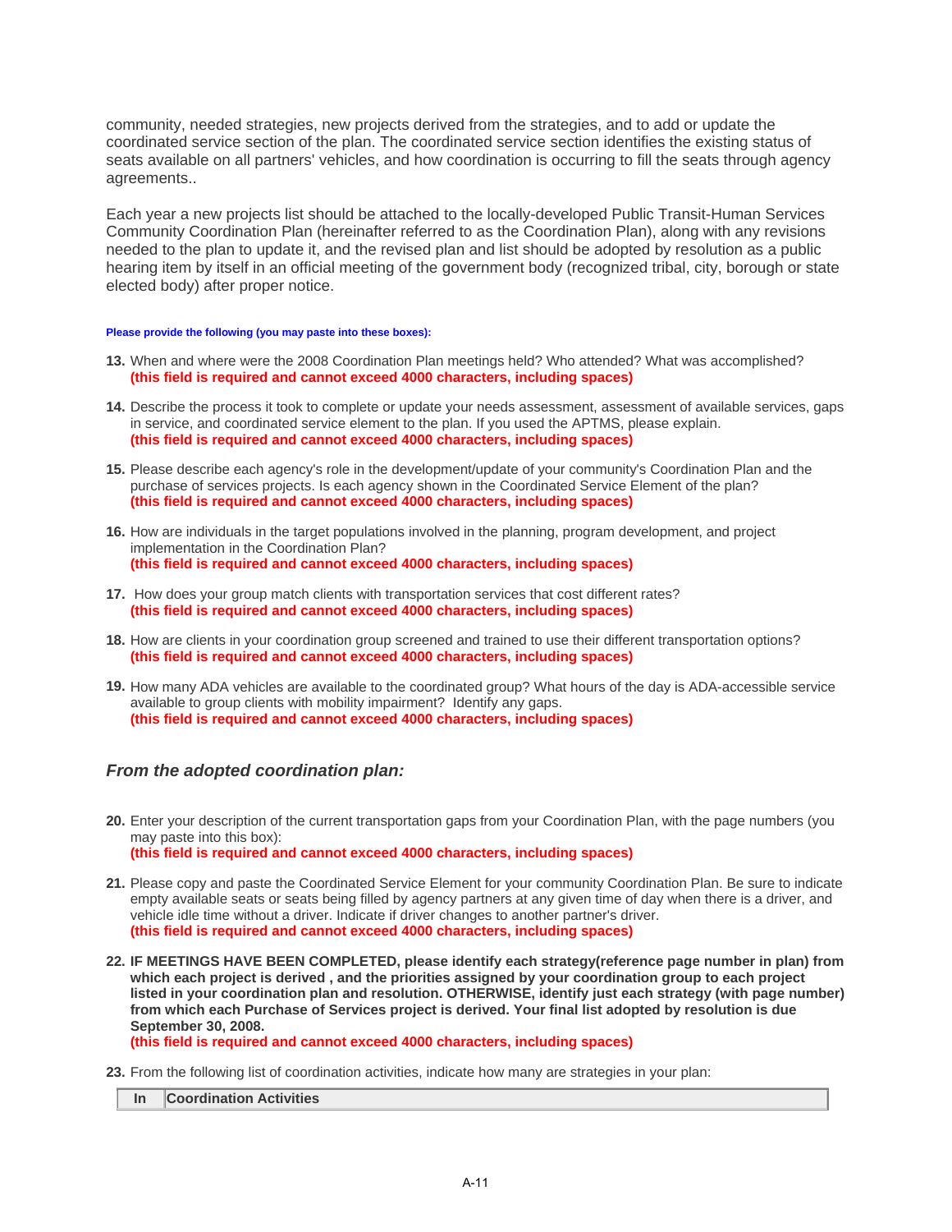community, needed strategies, new projects derived from the strategies, and to add or update the coordinated service section of the plan. The coordinated service section identifies the existing status of seats available on all partners' vehicles, and how coordination is occurring to fill the seats through agency agreements..

Each year a new projects list should be attached to the locally-developed Public Transit-Human Services Community Coordination Plan (hereinafter referred to as the Coordination Plan), along with any revisions needed to the plan to update it, and the revised plan and list should be adopted by resolution as a public hearing item by itself in an official meeting of the government body (recognized tribal, city, borough or state elected body) after proper notice.

**Please provide the following (you may paste into these boxes):**

**13.** When and where were the 2008 Coordination Plan meetings held? Who attended? What was accomplished?
**(this field is required and cannot exceed 4000 characters, including spaces)**

**14.** Describe the process it took to complete or update your needs assessment, assessment of available services, gaps in service, and coordinated service element to the plan. If you used the APTMS, please explain.
**(this field is required and cannot exceed 4000 characters, including spaces)**

**15.** Please describe each agency's role in the development/update of your community's Coordination Plan and the purchase of services projects. Is each agency shown in the Coordinated Service Element of the plan?
**(this field is required and cannot exceed 4000 characters, including spaces)**

**16.** How are individuals in the target populations involved in the planning, program development, and project implementation in the Coordination Plan?
**(this field is required and cannot exceed 4000 characters, including spaces)**

**17.** How does your group match clients with transportation services that cost different rates?
**(this field is required and cannot exceed 4000 characters, including spaces)**

**18.** How are clients in your coordination group screened and trained to use their different transportation options?
**(this field is required and cannot exceed 4000 characters, including spaces)**

**19.** How many ADA vehicles are available to the coordinated group? What hours of the day is ADA-accessible service available to group clients with mobility impairment? Identify any gaps.
**(this field is required and cannot exceed 4000 characters, including spaces)**

### *From the adopted coordination plan:*

**20.** Enter your description of the current transportation gaps from your Coordination Plan, with the page numbers (you may paste into this box):
**(this field is required and cannot exceed 4000 characters, including spaces)**

**21.** Please copy and paste the Coordinated Service Element for your community Coordination Plan. Be sure to indicate empty available seats or seats being filled by agency partners at any given time of day when there is a driver, and vehicle idle time without a driver. Indicate if driver changes to another partner's driver.
**(this field is required and cannot exceed 4000 characters, including spaces)**

**22. IF MEETINGS HAVE BEEN COMPLETED, please identify each strategy(reference page number in plan) from which each project is derived , and the priorities assigned by your coordination group to each project listed in your coordination plan and resolution. OTHERWISE, identify just each strategy (with page number) from which each Purchase of Services project is derived. Your final list adopted by resolution is due September 30, 2008.**
**(this field is required and cannot exceed 4000 characters, including spaces)**

**23.** From the following list of coordination activities, indicate how many are strategies in your plan:

| In | Coordination Activities |
|---|---|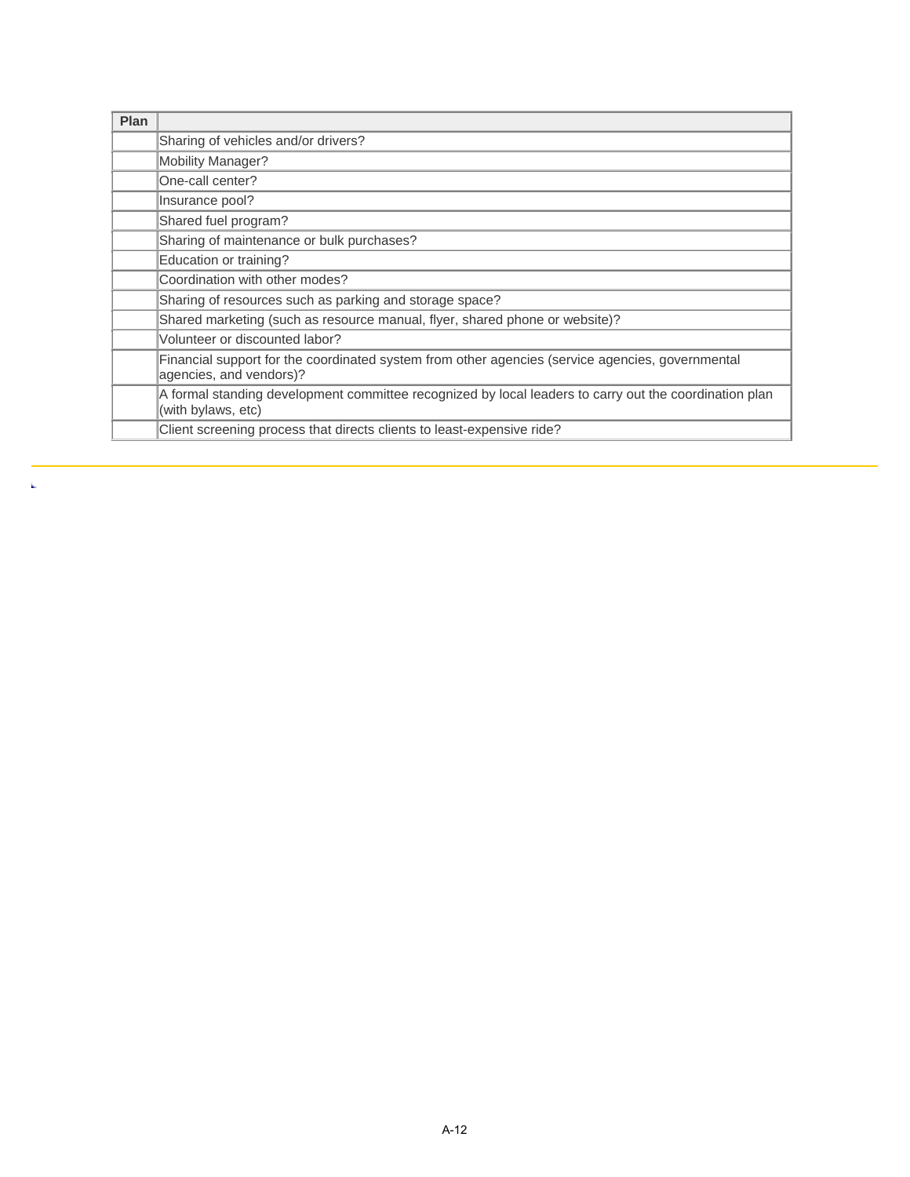| Plan | |
|---|---|
| | Sharing of vehicles and/or drivers? |
| | Mobility Manager? |
| | One-call center? |
| | Insurance pool? |
| | Shared fuel program? |
| | Sharing of maintenance or bulk purchases? |
| | Education or training? |
| | Coordination with other modes? |
| | Sharing of resources such as parking and storage space? |
| | Shared marketing (such as resource manual, flyer, shared phone or website)? |
| | Volunteer or discounted labor? |
| | Financial support for the coordinated system from other agencies (service agencies, governmental agencies, and vendors)? |
| | A formal standing development committee recognized by local leaders to carry out the coordination plan (with bylaws, etc) |
| | Client screening process that directs clients to least-expensive ride? |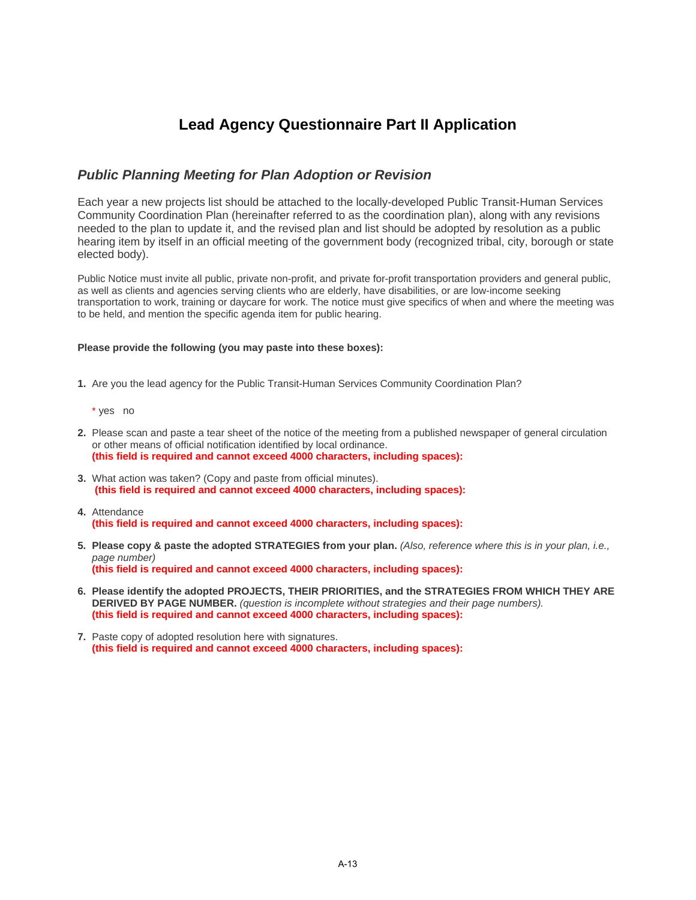# Lead Agency Questionnaire Part II Application

## *Public Planning Meeting for Plan Adoption or Revision*

Each year a new projects list should be attached to the locally-developed Public Transit-Human Services Community Coordination Plan (hereinafter referred to as the coordination plan), along with any revisions needed to the plan to update it, and the revised plan and list should be adopted by resolution as a public hearing item by itself in an official meeting of the government body (recognized tribal, city, borough or state elected body).

Public Notice must invite all public, private non-profit, and private for-profit transportation providers and general public, as well as clients and agencies serving clients who are elderly, have disabilities, or are low-income seeking transportation to work, training or daycare for work. The notice must give specifics of when and where the meeting was to be held, and mention the specific agenda item for public hearing.

**Please provide the following (you may paste into these boxes):**

1. Are you the lead agency for the Public Transit-Human Services Community Coordination Plan?

   * yes no

2. Please scan and paste a tear sheet of the notice of the meeting from a published newspaper of general circulation or other means of official notification identified by local ordinance.
   **(this field is required and cannot exceed 4000 characters, including spaces):**

3. What action was taken? (Copy and paste from official minutes).
   **(this field is required and cannot exceed 4000 characters, including spaces):**

4. Attendance
   **(this field is required and cannot exceed 4000 characters, including spaces):**

5. **Please copy & paste the adopted STRATEGIES from your plan.** *(Also, reference where this is in your plan, i.e., page number)*
   **(this field is required and cannot exceed 4000 characters, including spaces):**

6. **Please identify the adopted PROJECTS, THEIR PRIORITIES, and the STRATEGIES FROM WHICH THEY ARE DERIVED BY PAGE NUMBER.** *(question is incomplete without strategies and their page numbers).*
   **(this field is required and cannot exceed 4000 characters, including spaces):**

7. Paste copy of adopted resolution here with signatures.
   **(this field is required and cannot exceed 4000 characters, including spaces):**